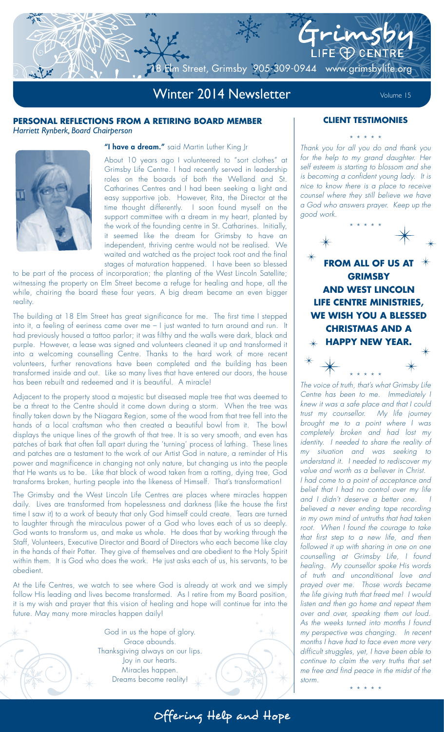# Grimsby Life Centre

18 Elm Street, Grimsby 905-309-0944 www.grimsbylife.org

## Winter 2014 Newsletter

Volume 15

## PERSONAL REFLECTIONS FROM A RETIRING BOARD MEMBER

*Harriett Rynberk, Board Chairperson*

**"I have a dream."** said Martin Luther King Jr

About 10 years ago I volunteered to "sort clothes" at Grimsby Life Centre. I had recently served in leadership roles on the boards of both the Welland and St. Catharines Centres and I had been seeking a light and easy supportive job. However, Rita, the Director at the time thought differently. I soon found myself on the support committee with a dream in my heart, planted by the work of the founding centre in St. Catharines. Initially, it seemed like the dream for Grimsby to have an independent, thriving centre would not be realised. We waited and watched as the project took root and the final stages of maturation happened. I have been so blessed to be part of the process of incorporation; the planting of the West Lincoln Satellite; witnessing the property on Elm Street become a refuge for healing and hope, all the while, chairing the board these four years. A big dream became an even bigger reality.

The building at 18 Elm Street has great significance for me. The first time I stepped into it, a feeling of eeriness came over me – I just wanted to turn around and run. It had previously housed a tattoo parlor; it was filthy and the walls were dark, black and purple. However, a lease was signed and volunteers cleaned it up and transformed it into a welcoming counselling Centre. Thanks to the hard work of more recent volunteers, further renovations have been completed and the building has been transformed inside and out. Like so many lives that have entered our doors, the house has been rebuilt and redeemed and it is beautiful. A miracle!

Adjacent to the property stood a majestic but diseased maple tree that was deemed to be a threat to the Centre should it come down during a storm. When the tree was finally taken down by the Niagara Region, some of the wood from that tree fell into the hands of a local craftsman who then created a beautiful bowl from it. The bowl displays the unique lines of the growth of that tree. It is so very smooth, and even has patches of bark that often fall apart during the 'turning' process of lathing. These lines and patches are a testament to the work of our Artist God in nature, a reminder of His power and magnificence in changing not only nature, but changing us into the people that He wants us to be. Like that block of wood taken from a rotting, dying tree, God transforms broken, hurting people into the likeness of Himself. That's transformation!

The Grimsby and the West Lincoln Life Centres are places where miracles happen daily. Lives are transformed from hopelessness and darkness (like the house the first time I saw it) to a work of beauty that only God himself could create. Tears are turned to laughter through the miraculous power of a God who loves each of us so deeply. God wants to transform us, and make us whole. He does that by working through the Staff, Volunteers, Executive Director and Board of Directors who each become like clay in the hands of their Potter. They give of themselves and are obedient to the Holy Spirit within them. It is God who does the work. He just asks each of us, his servants, to be obedient.

At the Life Centres, we watch to see where God is already at work and we simply follow His leading and lives become transformed. As I retire from my Board position, it is my wish and prayer that this vision of healing and hope will continue far into the future. May many more miracles happen daily!

God in us the hope of glory.
Grace abounds.
Thanksgiving always on our lips.
Joy in our hearts.
Miracles happen.
Dreams become reality!

## CLIENT TESTIMONIES

\* \* \* \* \*

*Thank you for all you do and thank you for the help to my grand daughter. Her self esteem is starting to blossom and she is becoming a confident young lady. It is nice to know there is a place to receive counsel where they still believe we have a God who answers prayer. Keep up the good work.*

\* \* \* \* \*

**FROM ALL OF US AT GRIMSBY AND WEST LINCOLN LIFE CENTRE MINISTRIES, WE WISH YOU A BLESSED CHRISTMAS AND A HAPPY NEW YEAR.**

\* \* \* \* \*

*The voice of truth, that's what Grimsby Life Centre has been to me. Immediately I knew it was a safe place and that I could trust my counsellor. My life journey brought me to a point where I was completely broken and had lost my identity. I needed to share the reality of my situation and was seeking to understand it. I needed to rediscover my value and worth as a believer in Christ.*

*I had come to a point of acceptance and belief that I had no control over my life and I didn't deserve a better one. I believed a never ending tape recording in my own mind of untruths that had taken root. When I found the courage to take that first step to a new life, and then followed it up with sharing in one on one counselling at Grimsby Life, I found healing. My counsellor spoke His words of truth and unconditional love and prayed over me. Those words became the life giving truth that freed me! I would listen and then go home and repeat them over and over, speaking them out loud. As the weeks turned into months I found my perspective was changing. In recent months I have had to face even more very difficult struggles, yet, I have been able to continue to claim the very truths that set me free and find peace in the midst of the storm.*

\* \* \* \* \*

**Offering Help and Hope**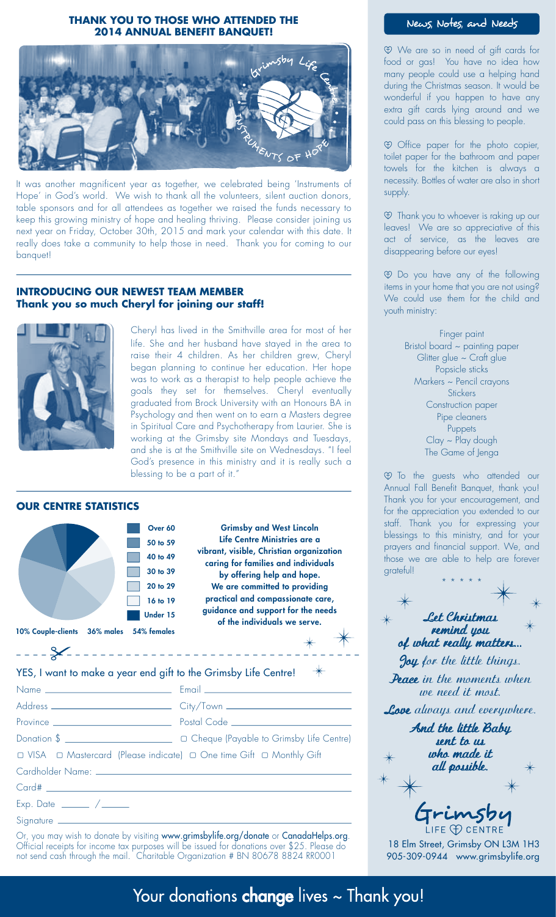## THANK YOU TO THOSE WHO ATTENDED THE 2014 ANNUAL BENEFIT BANQUET!

Grimsby Life Centre • Instruments of Hope

It was another magnificent year as together, we celebrated being 'Instruments of Hope' in God's world. We wish to thank all the volunteers, silent auction donors, table sponsors and for all attendees as together we raised the funds necessary to keep this growing ministry of hope and healing thriving. Please consider joining us next year on Friday, October 30th, 2015 and mark your calendar with this date. It really does take a community to help those in need. Thank you for coming to our banquet!

## INTRODUCING OUR NEWEST TEAM MEMBER

**Thank you so much Cheryl for joining our staff!**

Cheryl has lived in the Smithville area for most of her life. She and her husband have stayed in the area to raise their 4 children. As her children grew, Cheryl began planning to continue her education. Her hope was to work as a therapist to help people achieve the goals they set for themselves. Cheryl eventually graduated from Brock University with an Honours BA in Psychology and then went on to earn a Masters degree in Spiritual Care and Psychotherapy from Laurier. She is working at the Grimsby site Mondays and Tuesdays, and she is at the Smithville site on Wednesdays. "I feel God's presence in this ministry and it is really such a blessing to be a part of it."

## OUR CENTRE STATISTICS

Over 60
50 to 59
40 to 49
30 to 39
20 to 29
16 to 19
Under 15

10% Couple-clients 36% males 54% females

**Grimsby and West Lincoln Life Centre Ministries are a vibrant, visible, Christian organization caring for families and individuals by offering help and hope. We are committed to providing practical and compassionate care, guidance and support for the needs of the individuals we serve.**

YES, I want to make a year end gift to the Grimsby Life Centre!

Name ______________ Email ______________

Address ______________ City/Town ______________

Province ______________ Postal Code ______________

Donation $ ______________ ▢ Cheque (Payable to Grimsby Life Centre)

▢ VISA ▢ Mastercard (Please indicate) ▢ One time Gift ▢ Monthly Gift

Cardholder Name: ______________

Card# ______________

Exp. Date ______ / ______

Signature ______________

Or, you may wish to donate by visiting www.grimsbylife.org/donate or CanadaHelps.org. Official receipts for income tax purposes will be issued for donations over $25. Please do not send cash through the mail. Charitable Organization # BN 80678 8824 RR0001

## News, Notes, and Needs

We are so in need of gift cards for food or gas! You have no idea how many people could use a helping hand during the Christmas season. It would be wonderful if you happen to have any extra gift cards lying around and we could pass on this blessing to people.

Office paper for the photo copier, toilet paper for the bathroom and paper towels for the kitchen is always a necessity. Bottles of water are also in short supply.

Thank you to whoever is raking up our leaves! We are so appreciative of this act of service, as the leaves are disappearing before our eyes!

Do you have any of the following items in your home that you are not using? We could use them for the child and youth ministry:

Finger paint
Bristol board ~ painting paper
Glitter glue ~ Craft glue
Popsicle sticks
Markers ~ Pencil crayons
Stickers
Construction paper
Pipe cleaners
Puppets
Clay ~ Play dough
The Game of Jenga

To the guests who attended our Annual Fall Benefit Banquet, thank you! Thank you for your encouragement, and for the appreciation you extended to our staff. Thank you for expressing your blessings to this ministry, and for your prayers and financial support. We, and those we are able to help are forever grateful!

*Let Christmas remind you of what really matters...*

***Joy*** *for the little things.*

***Peace*** *in the moments when we need it most.*

***Love*** *always and everywhere.*

*And the little Baby sent to us who made it all possible.*

Grimsby LIFE CENTRE

18 Elm Street, Grimsby ON L3M 1H3
905-309-0944 www.grimsbylife.org

Your donations **change** lives ~ Thank you!